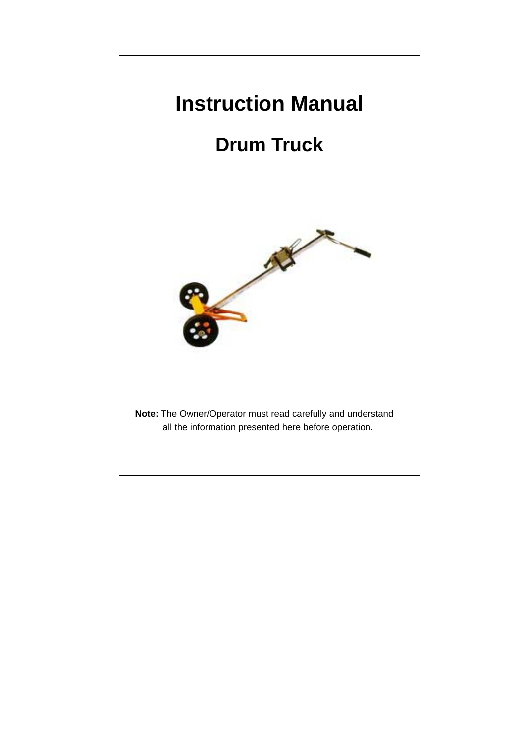# Instruction Manual

## Drum Truck

**Note:** The Owner/Operator must read carefully and understand all the information presented here before operation.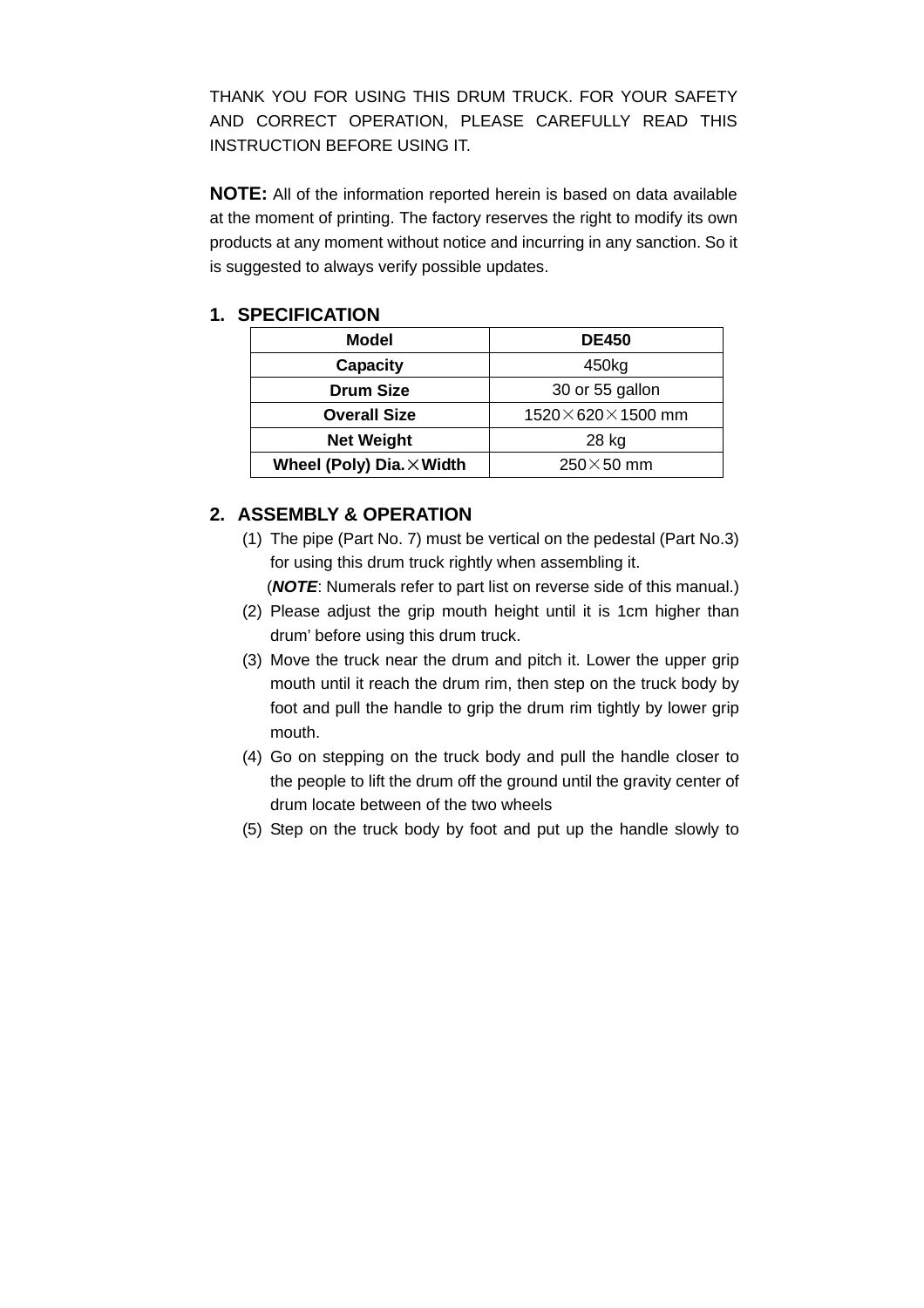THANK YOU FOR USING THIS DRUM TRUCK. FOR YOUR SAFETY AND CORRECT OPERATION, PLEASE CAREFULLY READ THIS INSTRUCTION BEFORE USING IT.

**NOTE:** All of the information reported herein is based on data available at the moment of printing. The factory reserves the right to modify its own products at any moment without notice and incurring in any sanction. So it is suggested to always verify possible updates.

## 1. SPECIFICATION

| Model | DE450 |
|---|---|
| **Capacity** | 450kg |
| **Drum Size** | 30 or 55 gallon |
| **Overall Size** | 1520×620×1500 mm |
| **Net Weight** | 28 kg |
| **Wheel (Poly) Dia.×Width** | 250×50 mm |

## 2. ASSEMBLY & OPERATION

(1) The pipe (Part No. 7) must be vertical on the pedestal (Part No.3) for using this drum truck rightly when assembling it.
(***NOTE***: Numerals refer to part list on reverse side of this manual.)

(2) Please adjust the grip mouth height until it is 1cm higher than drum' before using this drum truck.

(3) Move the truck near the drum and pitch it. Lower the upper grip mouth until it reach the drum rim, then step on the truck body by foot and pull the handle to grip the drum rim tightly by lower grip mouth.

(4) Go on stepping on the truck body and pull the handle closer to the people to lift the drum off the ground until the gravity center of drum locate between of the two wheels

(5) Step on the truck body by foot and put up the handle slowly to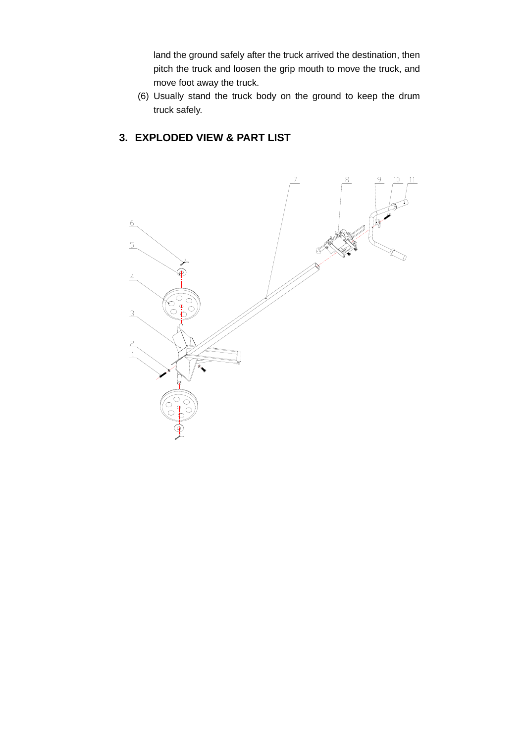land the ground safely after the truck arrived the destination, then pitch the truck and loosen the grip mouth to move the truck, and move foot away the truck.

(6) Usually stand the truck body on the ground to keep the drum truck safely.

## 3. EXPLODED VIEW & PART LIST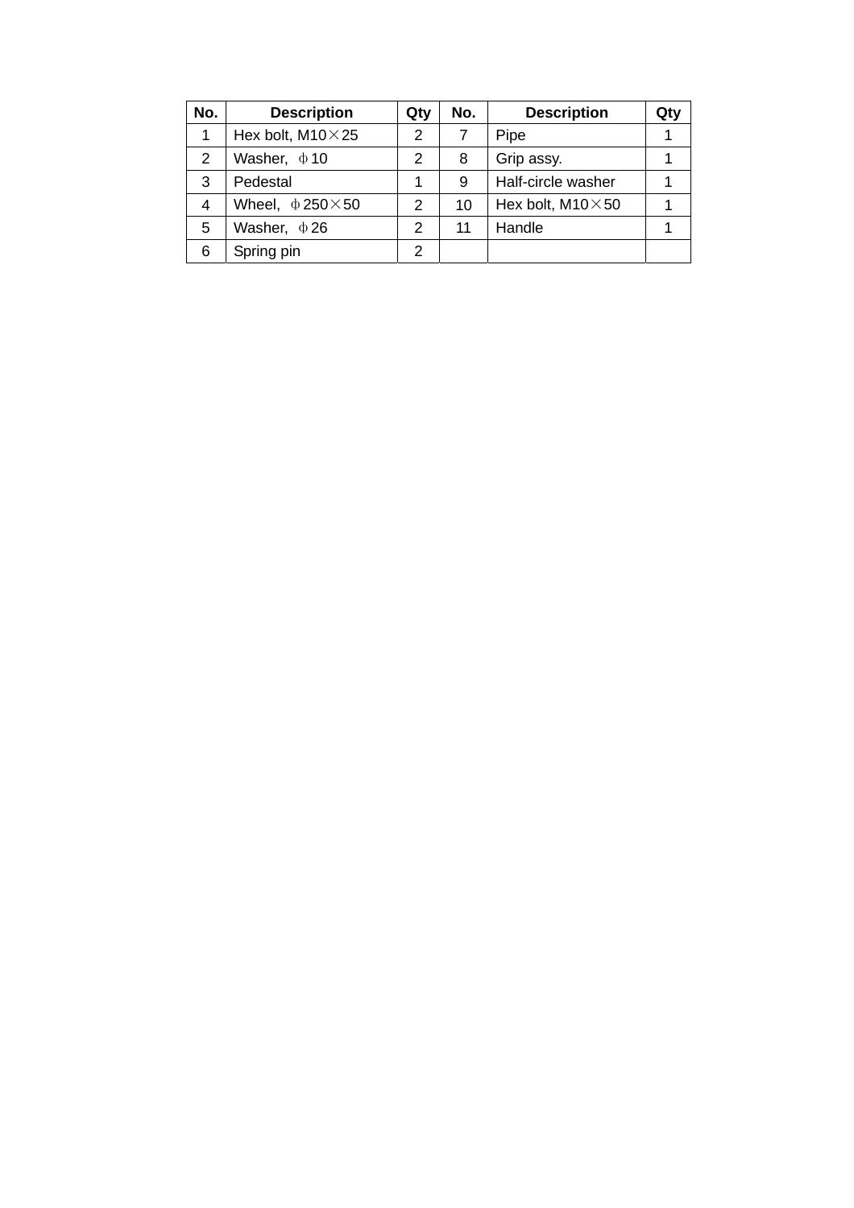| No. | Description | Qty | No. | Description | Qty |
|---|---|---|---|---|---|
| 1 | Hex bolt, M10×25 | 2 | 7 | Pipe | 1 |
| 2 | Washer, φ10 | 2 | 8 | Grip assy. | 1 |
| 3 | Pedestal | 1 | 9 | Half-circle washer | 1 |
| 4 | Wheel, φ250×50 | 2 | 10 | Hex bolt, M10×50 | 1 |
| 5 | Washer, φ26 | 2 | 11 | Handle | 1 |
| 6 | Spring pin | 2 | | | |